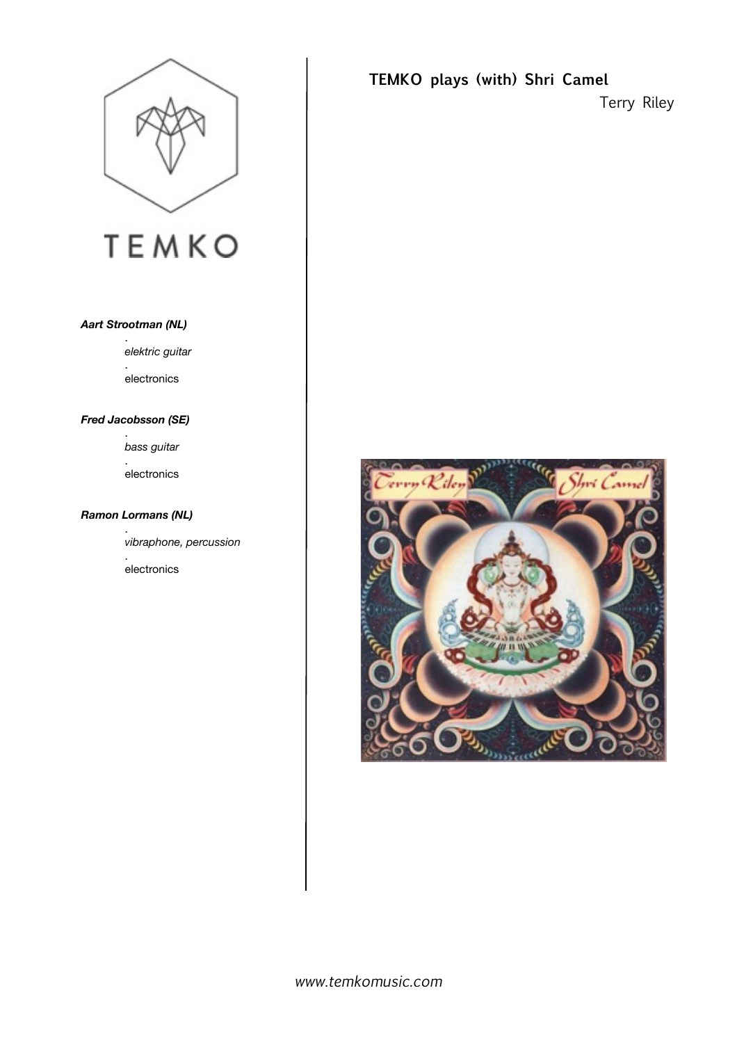TEMKO

***Aart Strootman (NL)***

*elektric guitar*

electronics

***Fred Jacobsson (SE)***

*bass guitar*

electronics

***Ramon Lormans (NL)***

*vibraphone, percussion*

electronics

## TEMKO plays (with) Shri Camel

Terry Riley

*www.temkomusic.com*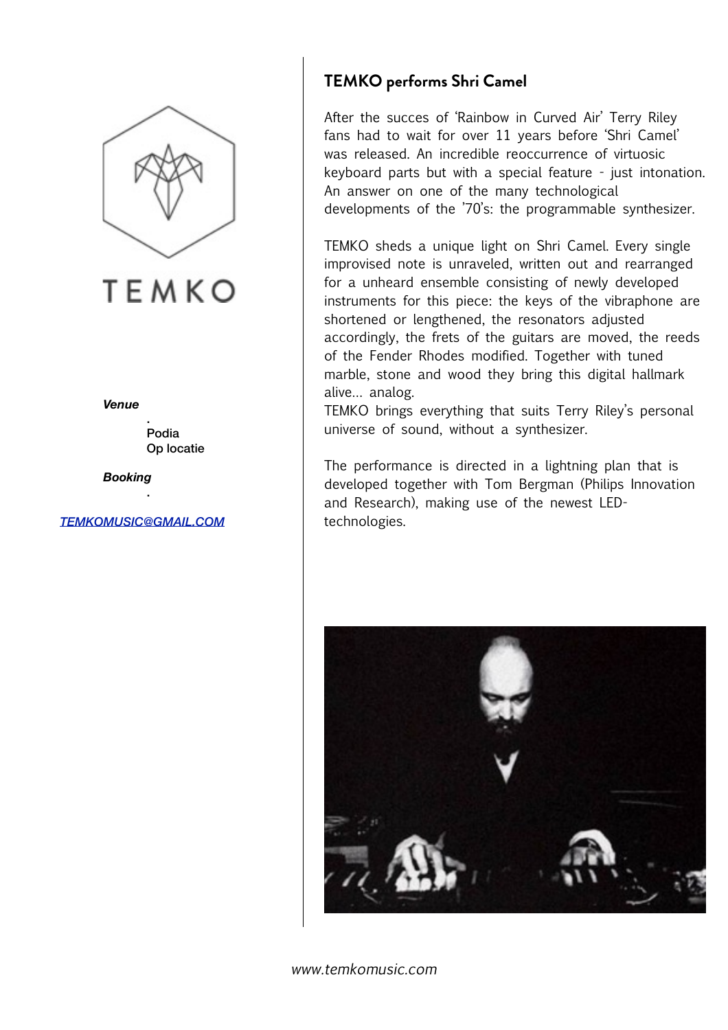TEMKO

*Venue*

.
Podia
Op locatie

*Booking*

.

[TEMKOMUSIC@GMAIL.COM](mailto:TEMKOMUSIC@GMAIL.COM)

## TEMKO performs Shri Camel

After the succes of 'Rainbow in Curved Air' Terry Riley fans had to wait for over 11 years before 'Shri Camel' was released. An incredible reoccurrence of virtuosic keyboard parts but with a special feature - just intonation. An answer on one of the many technological developments of the '70's: the programmable synthesizer.

TEMKO sheds a unique light on Shri Camel. Every single improvised note is unraveled, written out and rearranged for a unheard ensemble consisting of newly developed instruments for this piece: the keys of the vibraphone are shortened or lengthened, the resonators adjusted accordingly, the frets of the guitars are moved, the reeds of the Fender Rhodes modified. Together with tuned marble, stone and wood they bring this digital hallmark alive... analog.
TEMKO brings everything that suits Terry Riley's personal universe of sound, without a synthesizer.

The performance is directed in a lightning plan that is developed together with Tom Bergman (Philips Innovation and Research), making use of the newest LED-technologies.

*www.temkomusic.com*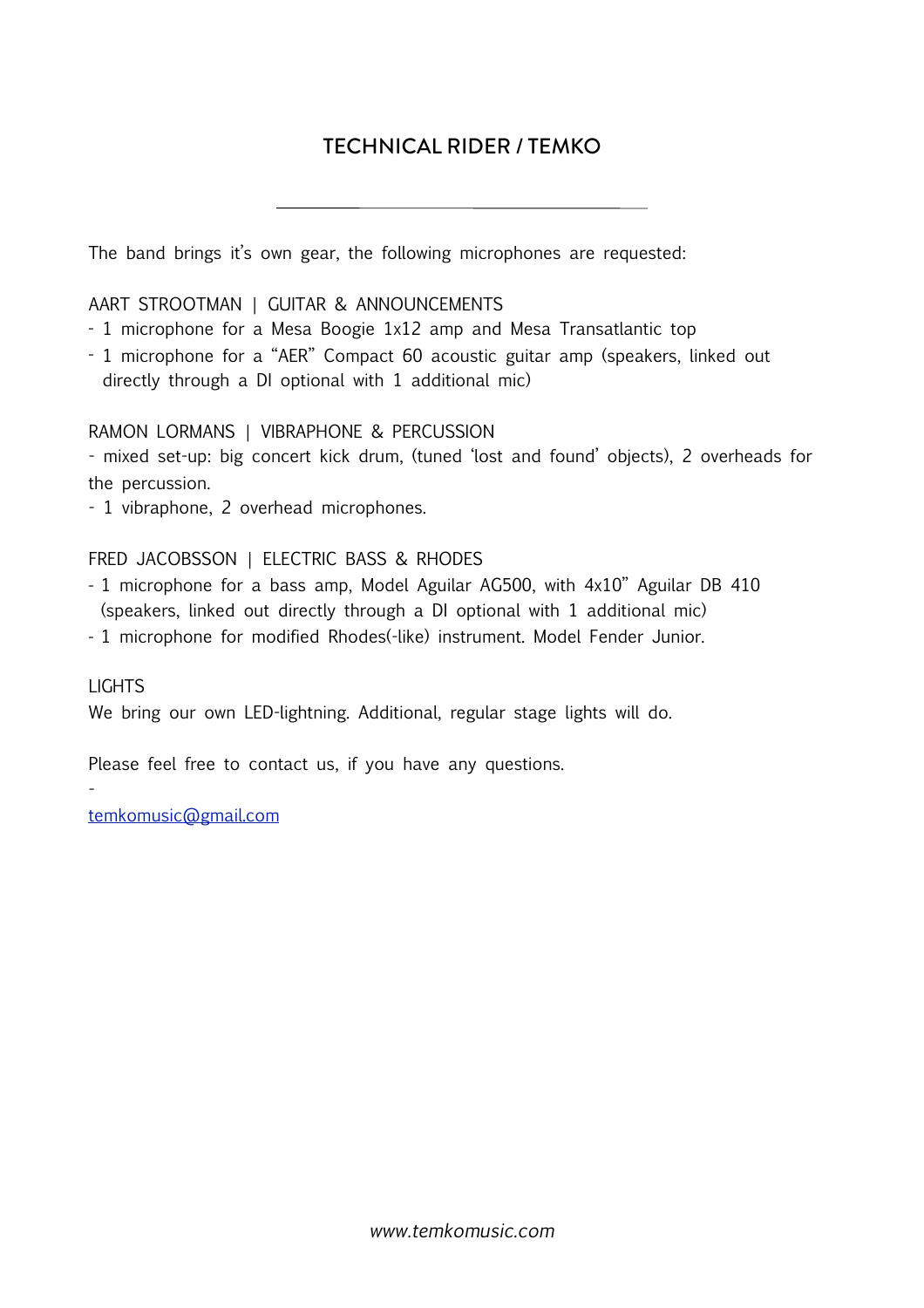# TECHNICAL RIDER / TEMKO

---

The band brings it's own gear, the following microphones are requested:

AART STROOTMAN | GUITAR & ANNOUNCEMENTS
- 1 microphone for a Mesa Boogie 1x12 amp and Mesa Transatlantic top
- 1 microphone for a "AER" Compact 60 acoustic guitar amp (speakers, linked out directly through a DI optional with 1 additional mic)

RAMON LORMANS | VIBRAPHONE & PERCUSSION
- mixed set-up: big concert kick drum, (tuned 'lost and found' objects), 2 overheads for the percussion.
- 1 vibraphone, 2 overhead microphones.

FRED JACOBSSON | ELECTRIC BASS & RHODES
- 1 microphone for a bass amp, Model Aguilar AG500, with 4x10" Aguilar DB 410 (speakers, linked out directly through a DI optional with 1 additional mic)
- 1 microphone for modified Rhodes(-like) instrument. Model Fender Junior.

LIGHTS
We bring our own LED-lightning. Additional, regular stage lights will do.

Please feel free to contact us, if you have any questions.

-

temkomusic@gmail.com

*www.temkomusic.com*